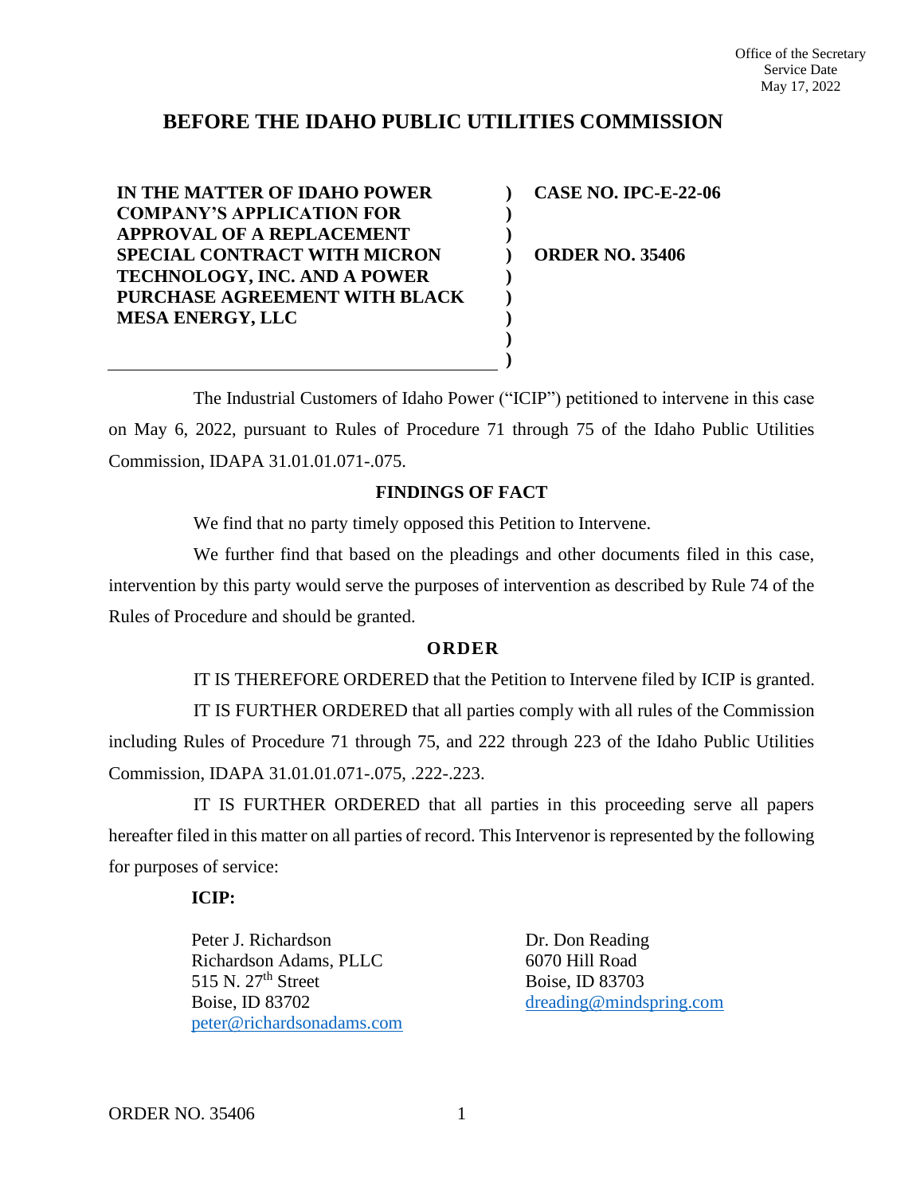Office of the Secretary
Service Date
May 17, 2022

# BEFORE THE IDAHO PUBLIC UTILITIES COMMISSION

| | | |
|---|---|---|
| **IN THE MATTER OF IDAHO POWER COMPANY'S APPLICATION FOR APPROVAL OF A REPLACEMENT SPECIAL CONTRACT WITH MICRON TECHNOLOGY, INC. AND A POWER PURCHASE AGREEMENT WITH BLACK MESA ENERGY, LLC** | ) | **CASE NO. IPC-E-22-06** <br><br> **ORDER NO. 35406** |

The Industrial Customers of Idaho Power ("ICIP") petitioned to intervene in this case on May 6, 2022, pursuant to Rules of Procedure 71 through 75 of the Idaho Public Utilities Commission, IDAPA 31.01.01.071-.075.

## FINDINGS OF FACT

We find that no party timely opposed this Petition to Intervene.

We further find that based on the pleadings and other documents filed in this case, intervention by this party would serve the purposes of intervention as described by Rule 74 of the Rules of Procedure and should be granted.

## ORDER

IT IS THEREFORE ORDERED that the Petition to Intervene filed by ICIP is granted.

IT IS FURTHER ORDERED that all parties comply with all rules of the Commission including Rules of Procedure 71 through 75, and 222 through 223 of the Idaho Public Utilities Commission, IDAPA 31.01.01.071-.075, .222-.223.

IT IS FURTHER ORDERED that all parties in this proceeding serve all papers hereafter filed in this matter on all parties of record. This Intervenor is represented by the following for purposes of service:

**ICIP:**

Peter J. Richardson
Richardson Adams, PLLC
515 N. 27th Street
Boise, ID 83702
peter@richardsonadams.com

Dr. Don Reading
6070 Hill Road
Boise, ID 83703
dreading@mindspring.com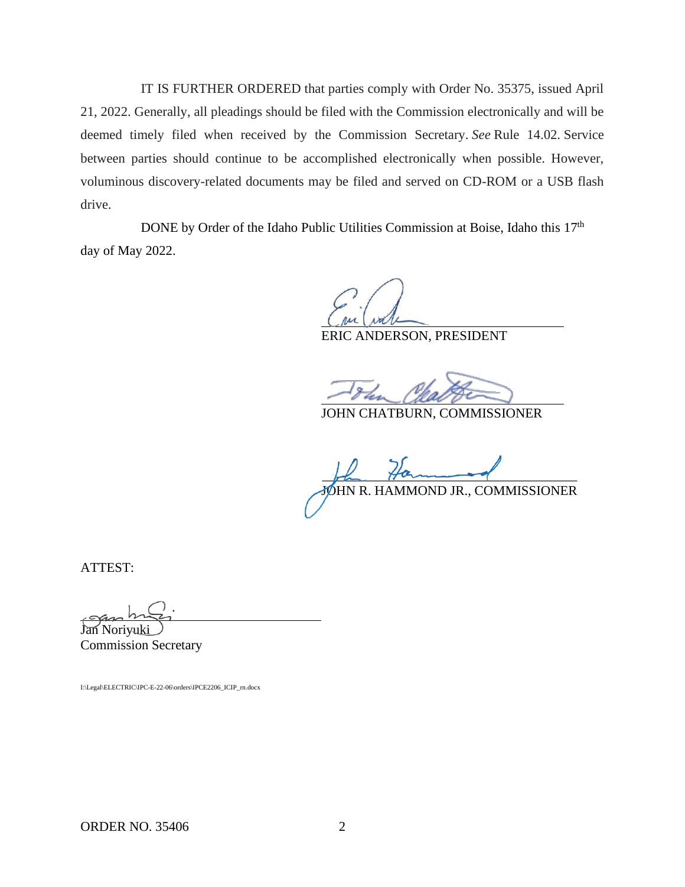IT IS FURTHER ORDERED that parties comply with Order No. 35375, issued April 21, 2022. Generally, all pleadings should be filed with the Commission electronically and will be deemed timely filed when received by the Commission Secretary. *See* Rule 14.02. Service between parties should continue to be accomplished electronically when possible. However, voluminous discovery-related documents may be filed and served on CD-ROM or a USB flash drive.

DONE by Order of the Idaho Public Utilities Commission at Boise, Idaho this 17th day of May 2022.

ERIC ANDERSON, PRESIDENT

JOHN CHATBURN, COMMISSIONER

JOHN R. HAMMOND JR., COMMISSIONER

ATTEST:

Jan Noriyuki
Commission Secretary

I:\Legal\ELECTRIC\IPC-E-22-06\orders\IPCE2206_ICIP_rn.docx

ORDER NO. 35406